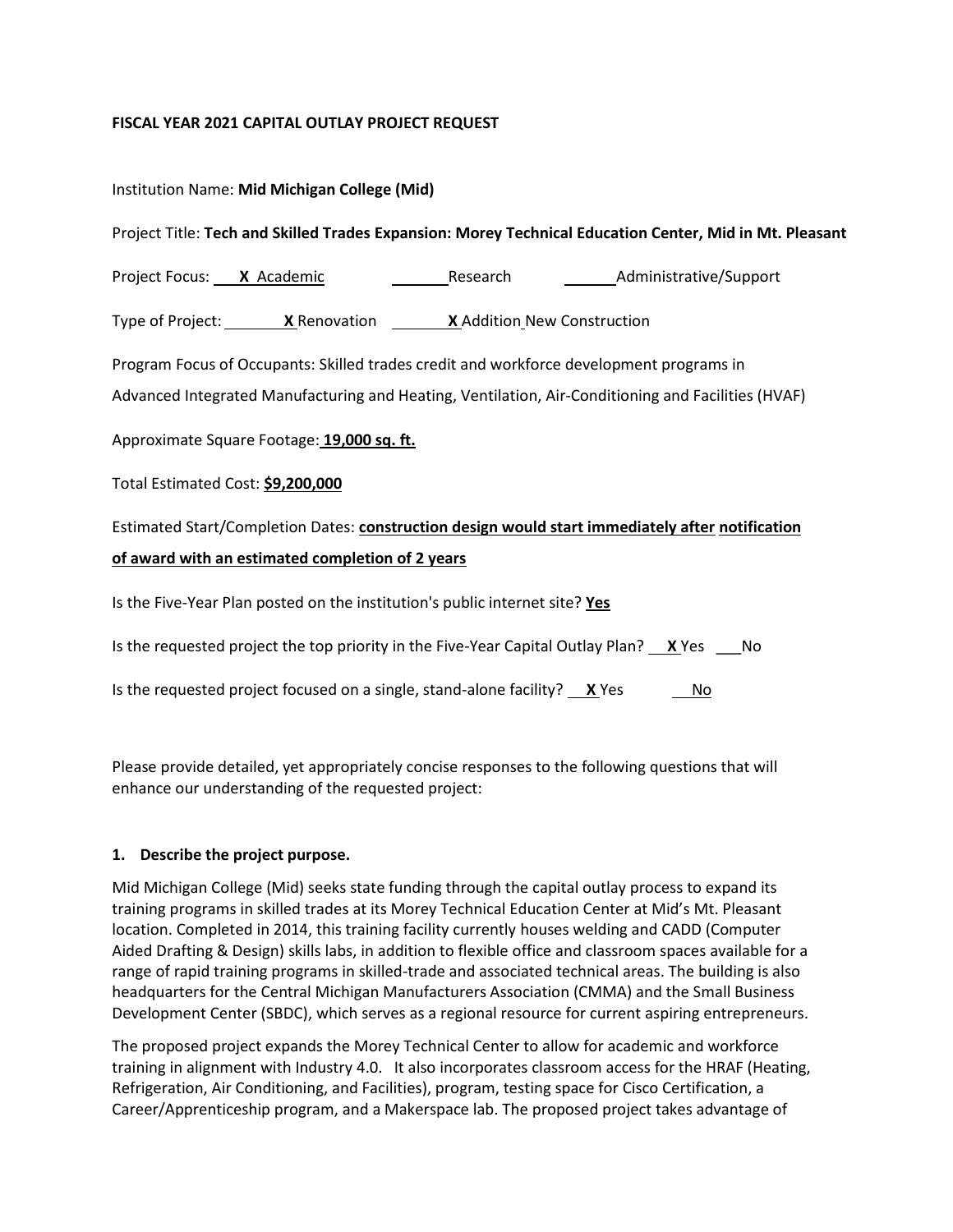**FISCAL YEAR 2021 CAPITAL OUTLAY PROJECT REQUEST**

Institution Name: **Mid Michigan College (Mid)**

Project Title: **Tech and Skilled Trades Expansion: Morey Technical Education Center, Mid in Mt. Pleasant**

Project Focus: **X** Academic ______ Research ______ Administrative/Support

Type of Project: **X** Renovation **X** Addition New Construction

Program Focus of Occupants: Skilled trades credit and workforce development programs in Advanced Integrated Manufacturing and Heating, Ventilation, Air-Conditioning and Facilities (HVAF)

Approximate Square Footage: **19,000 sq. ft.**

Total Estimated Cost: **$9,200,000**

Estimated Start/Completion Dates: **construction design would start immediately after notification of award with an estimated completion of 2 years**

Is the Five-Year Plan posted on the institution's public internet site? **Yes**

Is the requested project the top priority in the Five-Year Capital Outlay Plan? **X** Yes ___ No

Is the requested project focused on a single, stand-alone facility? **X** Yes ___ No

Please provide detailed, yet appropriately concise responses to the following questions that will enhance our understanding of the requested project:

**1. Describe the project purpose.**

Mid Michigan College (Mid) seeks state funding through the capital outlay process to expand its training programs in skilled trades at its Morey Technical Education Center at Mid's Mt. Pleasant location. Completed in 2014, this training facility currently houses welding and CADD (Computer Aided Drafting & Design) skills labs, in addition to flexible office and classroom spaces available for a range of rapid training programs in skilled-trade and associated technical areas. The building is also headquarters for the Central Michigan Manufacturers Association (CMMA) and the Small Business Development Center (SBDC), which serves as a regional resource for current aspiring entrepreneurs.

The proposed project expands the Morey Technical Center to allow for academic and workforce training in alignment with Industry 4.0. It also incorporates classroom access for the HRAF (Heating, Refrigeration, Air Conditioning, and Facilities), program, testing space for Cisco Certification, a Career/Apprenticeship program, and a Makerspace lab. The proposed project takes advantage of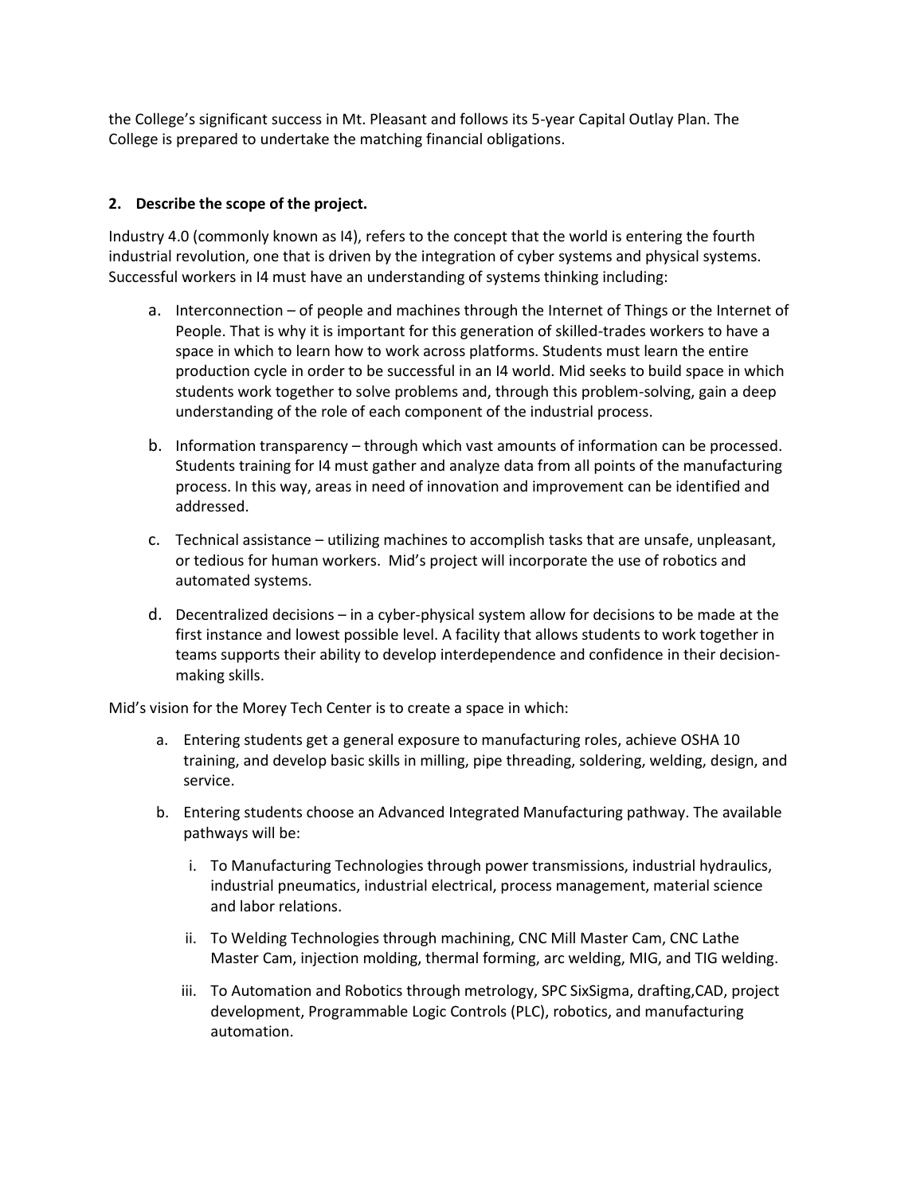the College's significant success in Mt. Pleasant and follows its 5-year Capital Outlay Plan. The College is prepared to undertake the matching financial obligations.

**2. Describe the scope of the project.**

Industry 4.0 (commonly known as I4), refers to the concept that the world is entering the fourth industrial revolution, one that is driven by the integration of cyber systems and physical systems. Successful workers in I4 must have an understanding of systems thinking including:

a. Interconnection – of people and machines through the Internet of Things or the Internet of People. That is why it is important for this generation of skilled-trades workers to have a space in which to learn how to work across platforms. Students must learn the entire production cycle in order to be successful in an I4 world. Mid seeks to build space in which students work together to solve problems and, through this problem-solving, gain a deep understanding of the role of each component of the industrial process.

b. Information transparency – through which vast amounts of information can be processed. Students training for I4 must gather and analyze data from all points of the manufacturing process. In this way, areas in need of innovation and improvement can be identified and addressed.

c. Technical assistance – utilizing machines to accomplish tasks that are unsafe, unpleasant, or tedious for human workers. Mid's project will incorporate the use of robotics and automated systems.

d. Decentralized decisions – in a cyber-physical system allow for decisions to be made at the first instance and lowest possible level. A facility that allows students to work together in teams supports their ability to develop interdependence and confidence in their decision-making skills.

Mid's vision for the Morey Tech Center is to create a space in which:

a. Entering students get a general exposure to manufacturing roles, achieve OSHA 10 training, and develop basic skills in milling, pipe threading, soldering, welding, design, and service.

b. Entering students choose an Advanced Integrated Manufacturing pathway. The available pathways will be:

   i. To Manufacturing Technologies through power transmissions, industrial hydraulics, industrial pneumatics, industrial electrical, process management, material science and labor relations.

   ii. To Welding Technologies through machining, CNC Mill Master Cam, CNC Lathe Master Cam, injection molding, thermal forming, arc welding, MIG, and TIG welding.

   iii. To Automation and Robotics through metrology, SPC SixSigma, drafting,CAD, project development, Programmable Logic Controls (PLC), robotics, and manufacturing automation.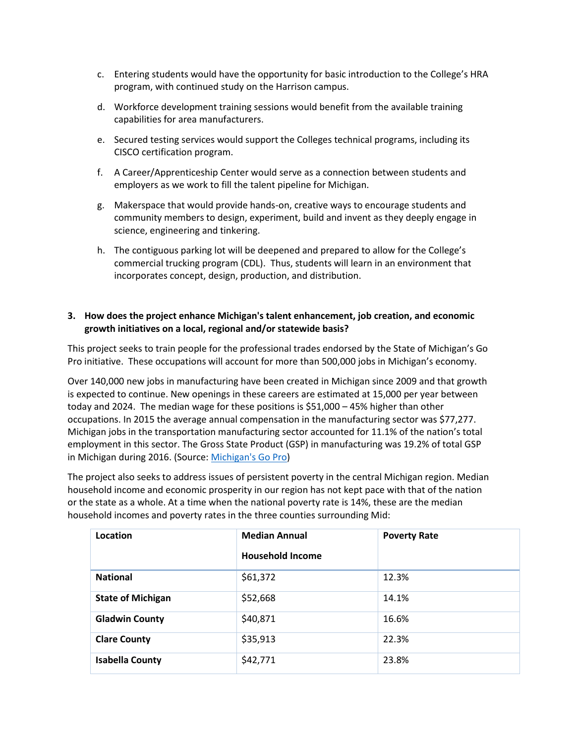c. Entering students would have the opportunity for basic introduction to the College's HRA program, with continued study on the Harrison campus.

d. Workforce development training sessions would benefit from the available training capabilities for area manufacturers.

e. Secured testing services would support the Colleges technical programs, including its CISCO certification program.

f. A Career/Apprenticeship Center would serve as a connection between students and employers as we work to fill the talent pipeline for Michigan.

g. Makerspace that would provide hands-on, creative ways to encourage students and community members to design, experiment, build and invent as they deeply engage in science, engineering and tinkering.

h. The contiguous parking lot will be deepened and prepared to allow for the College's commercial trucking program (CDL). Thus, students will learn in an environment that incorporates concept, design, production, and distribution.

**3. How does the project enhance Michigan's talent enhancement, job creation, and economic growth initiatives on a local, regional and/or statewide basis?**

This project seeks to train people for the professional trades endorsed by the State of Michigan's Go Pro initiative. These occupations will account for more than 500,000 jobs in Michigan's economy.

Over 140,000 new jobs in manufacturing have been created in Michigan since 2009 and that growth is expected to continue. New openings in these careers are estimated at 15,000 per year between today and 2024. The median wage for these positions is $51,000 – 45% higher than other occupations. In 2015 the average annual compensation in the manufacturing sector was $77,277. Michigan jobs in the transportation manufacturing sector accounted for 11.1% of the nation's total employment in this sector. The Gross State Product (GSP) in manufacturing was 19.2% of total GSP in Michigan during 2016. (Source: [Michigan's Go Pro](Michigan's Go Pro))

The project also seeks to address issues of persistent poverty in the central Michigan region. Median household income and economic prosperity in our region has not kept pace with that of the nation or the state as a whole. At a time when the national poverty rate is 14%, these are the median household incomes and poverty rates in the three counties surrounding Mid:

| Location | Median Annual Household Income | Poverty Rate |
|---|---|---|
| **National** | $61,372 | 12.3% |
| **State of Michigan** | $52,668 | 14.1% |
| **Gladwin County** | $40,871 | 16.6% |
| **Clare County** | $35,913 | 22.3% |
| **Isabella County** | $42,771 | 23.8% |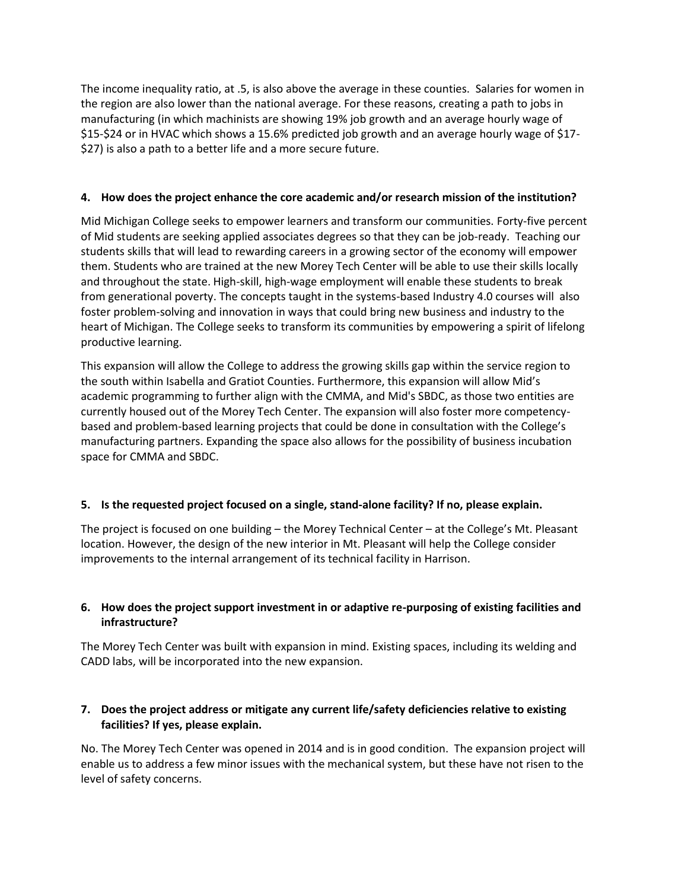The income inequality ratio, at .5, is also above the average in these counties. Salaries for women in the region are also lower than the national average. For these reasons, creating a path to jobs in manufacturing (in which machinists are showing 19% job growth and an average hourly wage of \$15-\$24 or in HVAC which shows a 15.6% predicted job growth and an average hourly wage of \$17-\$27) is also a path to a better life and a more secure future.

**4. How does the project enhance the core academic and/or research mission of the institution?**

Mid Michigan College seeks to empower learners and transform our communities. Forty-five percent of Mid students are seeking applied associates degrees so that they can be job-ready. Teaching our students skills that will lead to rewarding careers in a growing sector of the economy will empower them. Students who are trained at the new Morey Tech Center will be able to use their skills locally and throughout the state. High-skill, high-wage employment will enable these students to break from generational poverty. The concepts taught in the systems-based Industry 4.0 courses will also foster problem-solving and innovation in ways that could bring new business and industry to the heart of Michigan. The College seeks to transform its communities by empowering a spirit of lifelong productive learning.

This expansion will allow the College to address the growing skills gap within the service region to the south within Isabella and Gratiot Counties. Furthermore, this expansion will allow Mid's academic programming to further align with the CMMA, and Mid's SBDC, as those two entities are currently housed out of the Morey Tech Center. The expansion will also foster more competency-based and problem-based learning projects that could be done in consultation with the College's manufacturing partners. Expanding the space also allows for the possibility of business incubation space for CMMA and SBDC.

**5. Is the requested project focused on a single, stand-alone facility? If no, please explain.**

The project is focused on one building – the Morey Technical Center – at the College's Mt. Pleasant location. However, the design of the new interior in Mt. Pleasant will help the College consider improvements to the internal arrangement of its technical facility in Harrison.

**6. How does the project support investment in or adaptive re-purposing of existing facilities and infrastructure?**

The Morey Tech Center was built with expansion in mind. Existing spaces, including its welding and CADD labs, will be incorporated into the new expansion.

**7. Does the project address or mitigate any current life/safety deficiencies relative to existing facilities? If yes, please explain.**

No. The Morey Tech Center was opened in 2014 and is in good condition. The expansion project will enable us to address a few minor issues with the mechanical system, but these have not risen to the level of safety concerns.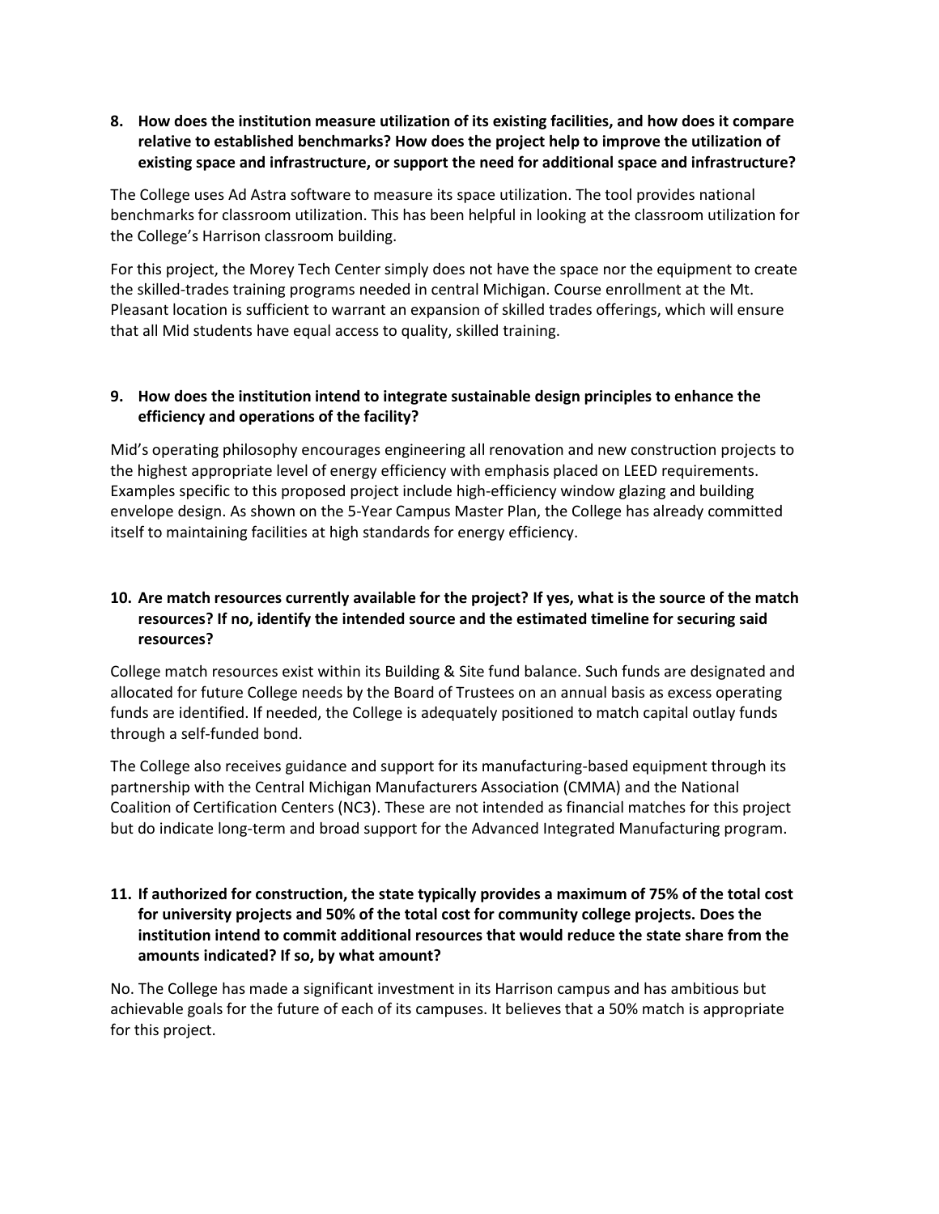**8. How does the institution measure utilization of its existing facilities, and how does it compare relative to established benchmarks? How does the project help to improve the utilization of existing space and infrastructure, or support the need for additional space and infrastructure?**

The College uses Ad Astra software to measure its space utilization. The tool provides national benchmarks for classroom utilization. This has been helpful in looking at the classroom utilization for the College's Harrison classroom building.

For this project, the Morey Tech Center simply does not have the space nor the equipment to create the skilled-trades training programs needed in central Michigan. Course enrollment at the Mt. Pleasant location is sufficient to warrant an expansion of skilled trades offerings, which will ensure that all Mid students have equal access to quality, skilled training.

**9. How does the institution intend to integrate sustainable design principles to enhance the efficiency and operations of the facility?**

Mid's operating philosophy encourages engineering all renovation and new construction projects to the highest appropriate level of energy efficiency with emphasis placed on LEED requirements. Examples specific to this proposed project include high-efficiency window glazing and building envelope design. As shown on the 5-Year Campus Master Plan, the College has already committed itself to maintaining facilities at high standards for energy efficiency.

**10. Are match resources currently available for the project? If yes, what is the source of the match resources? If no, identify the intended source and the estimated timeline for securing said resources?**

College match resources exist within its Building & Site fund balance. Such funds are designated and allocated for future College needs by the Board of Trustees on an annual basis as excess operating funds are identified. If needed, the College is adequately positioned to match capital outlay funds through a self-funded bond.

The College also receives guidance and support for its manufacturing-based equipment through its partnership with the Central Michigan Manufacturers Association (CMMA) and the National Coalition of Certification Centers (NC3). These are not intended as financial matches for this project but do indicate long-term and broad support for the Advanced Integrated Manufacturing program.

**11. If authorized for construction, the state typically provides a maximum of 75% of the total cost for university projects and 50% of the total cost for community college projects. Does the institution intend to commit additional resources that would reduce the state share from the amounts indicated? If so, by what amount?**

No. The College has made a significant investment in its Harrison campus and has ambitious but achievable goals for the future of each of its campuses. It believes that a 50% match is appropriate for this project.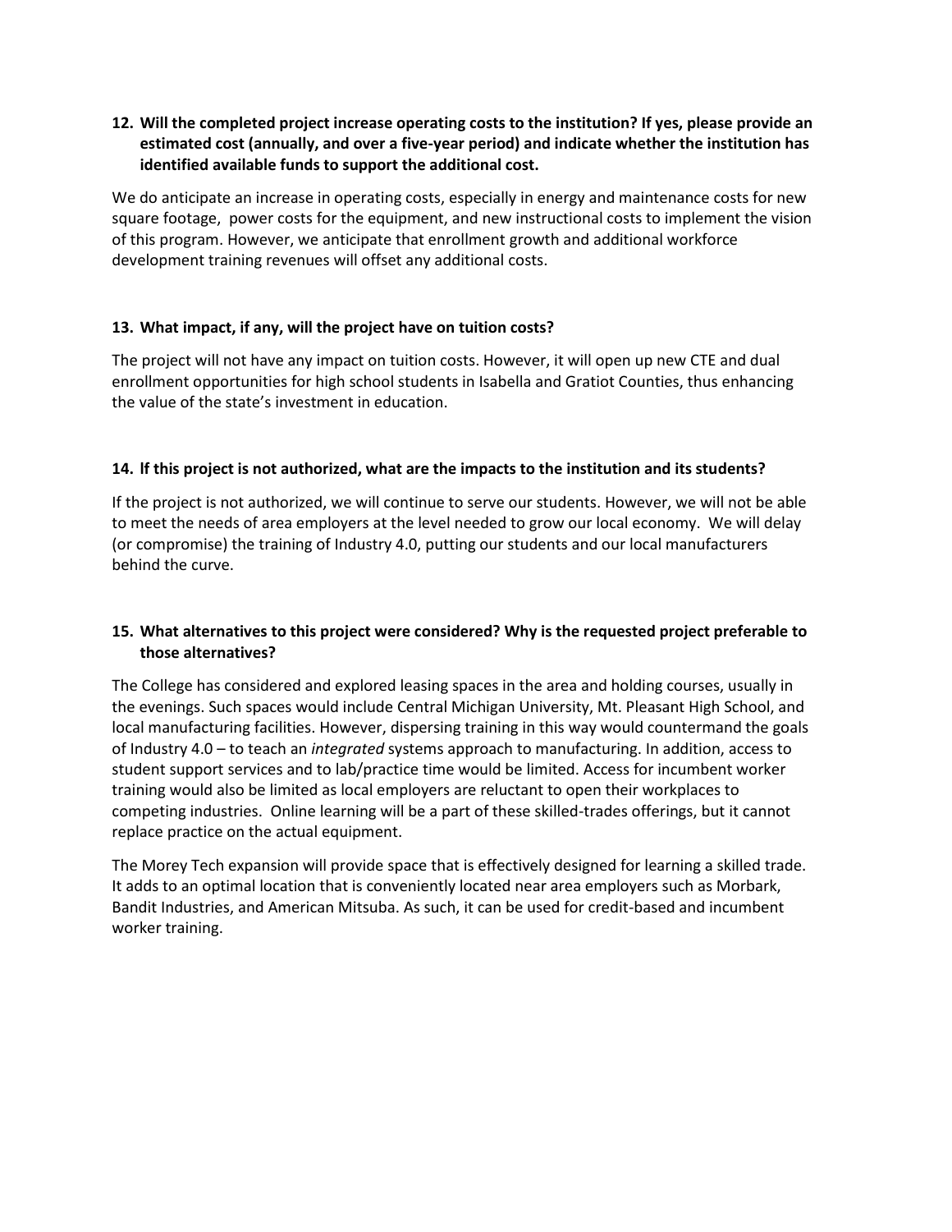**12. Will the completed project increase operating costs to the institution? If yes, please provide an estimated cost (annually, and over a five-year period) and indicate whether the institution has identified available funds to support the additional cost.**

We do anticipate an increase in operating costs, especially in energy and maintenance costs for new square footage, power costs for the equipment, and new instructional costs to implement the vision of this program. However, we anticipate that enrollment growth and additional workforce development training revenues will offset any additional costs.

**13. What impact, if any, will the project have on tuition costs?**

The project will not have any impact on tuition costs. However, it will open up new CTE and dual enrollment opportunities for high school students in Isabella and Gratiot Counties, thus enhancing the value of the state's investment in education.

**14. If this project is not authorized, what are the impacts to the institution and its students?**

If the project is not authorized, we will continue to serve our students. However, we will not be able to meet the needs of area employers at the level needed to grow our local economy. We will delay (or compromise) the training of Industry 4.0, putting our students and our local manufacturers behind the curve.

**15. What alternatives to this project were considered? Why is the requested project preferable to those alternatives?**

The College has considered and explored leasing spaces in the area and holding courses, usually in the evenings. Such spaces would include Central Michigan University, Mt. Pleasant High School, and local manufacturing facilities. However, dispersing training in this way would countermand the goals of Industry 4.0 – to teach an *integrated* systems approach to manufacturing. In addition, access to student support services and to lab/practice time would be limited. Access for incumbent worker training would also be limited as local employers are reluctant to open their workplaces to competing industries. Online learning will be a part of these skilled-trades offerings, but it cannot replace practice on the actual equipment.

The Morey Tech expansion will provide space that is effectively designed for learning a skilled trade. It adds to an optimal location that is conveniently located near area employers such as Morbark, Bandit Industries, and American Mitsuba. As such, it can be used for credit-based and incumbent worker training.